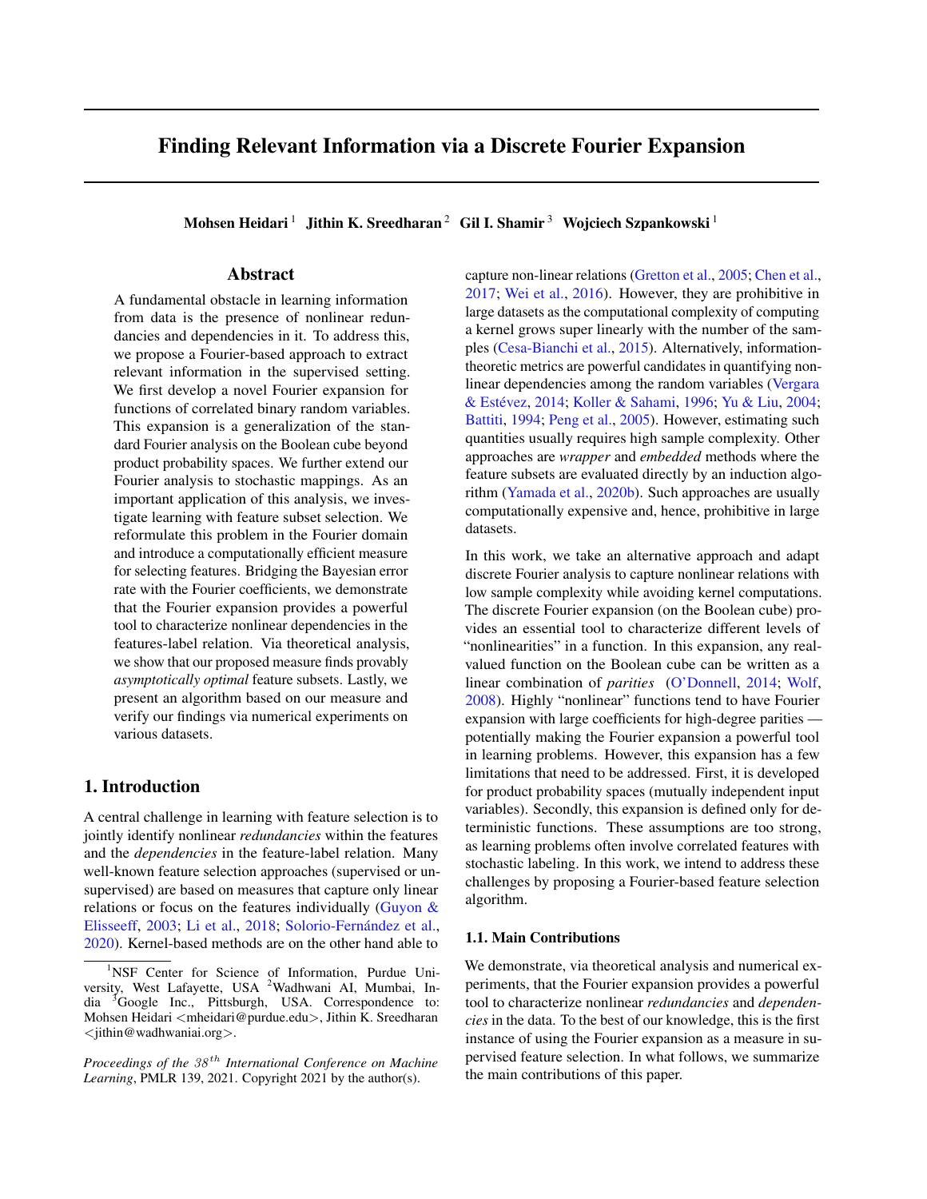# Finding Relevant Information via a Discrete Fourier Expansion

**Mohsen Heidari** [1] **Jithin K. Sreedharan** [2] **Gil I. Shamir** [3] **Wojciech Szpankowski** [1]

## Abstract

A fundamental obstacle in learning information from data is the presence of nonlinear redundancies and dependencies in it. To address this, we propose a Fourier-based approach to extract relevant information in the supervised setting. We first develop a novel Fourier expansion for functions of correlated binary random variables. This expansion is a generalization of the standard Fourier analysis on the Boolean cube beyond product probability spaces. We further extend our Fourier analysis to stochastic mappings. As an important application of this analysis, we investigate learning with feature subset selection. We reformulate this problem in the Fourier domain and introduce a computationally efficient measure for selecting features. Bridging the Bayesian error rate with the Fourier coefficients, we demonstrate that the Fourier expansion provides a powerful tool to characterize nonlinear dependencies in the features-label relation. Via theoretical analysis, we show that our proposed measure finds provably *asymptotically optimal* feature subsets. Lastly, we present an algorithm based on our measure and verify our findings via numerical experiments on various datasets.

## 1. Introduction

A central challenge in learning with feature selection is to jointly identify nonlinear *redundancies* within the features and the *dependencies* in the feature-label relation. Many well-known feature selection approaches (supervised or unsupervised) are based on measures that capture only linear relations or focus on the features individually (Guyon & Elisseeff, 2003; Li et al., 2018; Solorio-Fernández et al., 2020). Kernel-based methods are on the other hand able to capture non-linear relations (Gretton et al., 2005; Chen et al., 2017; Wei et al., 2016). However, they are prohibitive in large datasets as the computational complexity of computing a kernel grows super linearly with the number of the samples (Cesa-Bianchi et al., 2015). Alternatively, information-theoretic metrics are powerful candidates in quantifying non-linear dependencies among the random variables (Vergara & Estévez, 2014; Koller & Sahami, 1996; Yu & Liu, 2004; Battiti, 1994; Peng et al., 2005). However, estimating such quantities usually requires high sample complexity. Other approaches are *wrapper* and *embedded* methods where the feature subsets are evaluated directly by an induction algorithm (Yamada et al., 2020b). Such approaches are usually computationally expensive and, hence, prohibitive in large datasets.

In this work, we take an alternative approach and adapt discrete Fourier analysis to capture nonlinear relations with low sample complexity while avoiding kernel computations. The discrete Fourier expansion (on the Boolean cube) provides an essential tool to characterize different levels of "nonlinearities" in a function. In this expansion, any real-valued function on the Boolean cube can be written as a linear combination of *parities* (O'Donnell, 2014; Wolf, 2008). Highly "nonlinear" functions tend to have Fourier expansion with large coefficients for high-degree parities — potentially making the Fourier expansion a powerful tool in learning problems. However, this expansion has a few limitations that need to be addressed. First, it is developed for product probability spaces (mutually independent input variables). Secondly, this expansion is defined only for deterministic functions. These assumptions are too strong, as learning problems often involve correlated features with stochastic labeling. In this work, we intend to address these challenges by proposing a Fourier-based feature selection algorithm.

### 1.1. Main Contributions

We demonstrate, via theoretical analysis and numerical experiments, that the Fourier expansion provides a powerful tool to characterize nonlinear *redundancies* and *dependencies* in the data. To the best of our knowledge, this is the first instance of using the Fourier expansion as a measure in supervised feature selection. In what follows, we summarize the main contributions of this paper.

---

[1] NSF Center for Science of Information, Purdue University, West Lafayette, USA [2] Wadhwani AI, Mumbai, India [3] Google Inc., Pittsburgh, USA. Correspondence to: Mohsen Heidari <mheidari@purdue.edu>, Jithin K. Sreedharan <jithin@wadhwaniai.org>.

*Proceedings of the $38^{th}$ International Conference on Machine Learning*, PMLR 139, 2021. Copyright 2021 by the author(s).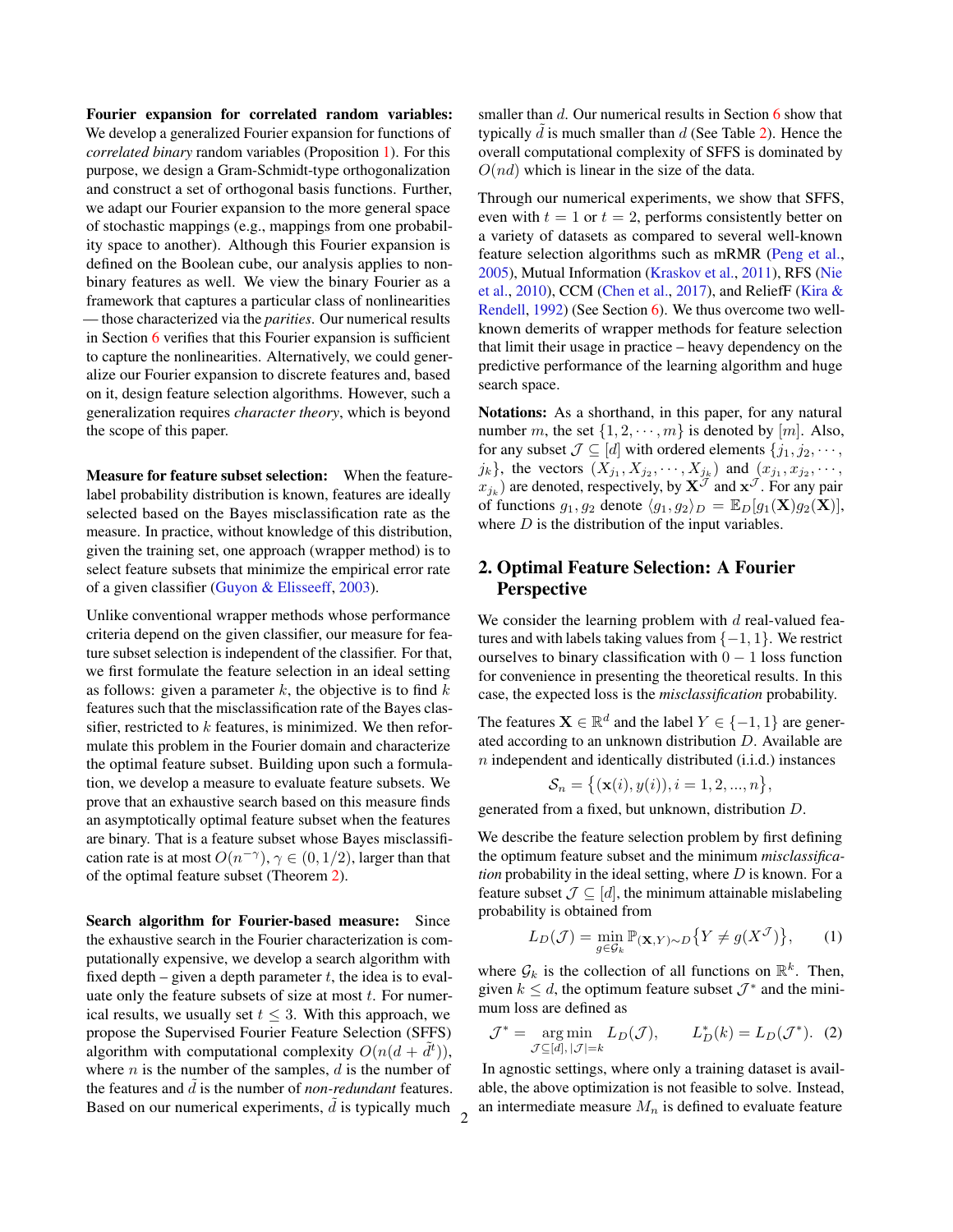**Fourier expansion for correlated random variables:** We develop a generalized Fourier expansion for functions of *correlated binary* random variables (Proposition 1). For this purpose, we design a Gram-Schmidt-type orthogonalization and construct a set of orthogonal basis functions. Further, we adapt our Fourier expansion to the more general space of stochastic mappings (e.g., mappings from one probability space to another). Although this Fourier expansion is defined on the Boolean cube, our analysis applies to non-binary features as well. We view the binary Fourier as a framework that captures a particular class of nonlinearities — those characterized via the *parities*. Our numerical results in Section 6 verifies that this Fourier expansion is sufficient to capture the nonlinearities. Alternatively, we could generalize our Fourier expansion to discrete features and, based on it, design feature selection algorithms. However, such a generalization requires *character theory*, which is beyond the scope of this paper.

**Measure for feature subset selection:** When the feature-label probability distribution is known, features are ideally selected based on the Bayes misclassification rate as the measure. In practice, without knowledge of this distribution, given the training set, one approach (wrapper method) is to select feature subsets that minimize the empirical error rate of a given classifier (Guyon & Elisseeff, 2003).

Unlike conventional wrapper methods whose performance criteria depend on the given classifier, our measure for feature subset selection is independent of the classifier. For that, we first formulate the feature selection in an ideal setting as follows: given a parameter $k$, the objective is to find $k$ features such that the misclassification rate of the Bayes classifier, restricted to $k$ features, is minimized. We then reformulate this problem in the Fourier domain and characterize the optimal feature subset. Building upon such a formulation, we develop a measure to evaluate feature subsets. We prove that an exhaustive search based on this measure finds an asymptotically optimal feature subset when the features are binary. That is a feature subset whose Bayes misclassification rate is at most $O(n^{-\gamma})$, $\gamma \in (0, 1/2)$, larger than that of the optimal feature subset (Theorem 2).

**Search algorithm for Fourier-based measure:** Since the exhaustive search in the Fourier characterization is computationally expensive, we develop a search algorithm with fixed depth – given a depth parameter $t$, the idea is to evaluate only the feature subsets of size at most $t$. For numerical results, we usually set $t \leq 3$. With this approach, we propose the Supervised Fourier Feature Selection (SFFS) algorithm with computational complexity $O(n(d + \tilde{d}^t))$, where $n$ is the number of the samples, $d$ is the number of the features and $\tilde{d}$ is the number of *non-redundant* features. Based on our numerical experiments, $\tilde{d}$ is typically much smaller than $d$. Our numerical results in Section 6 show that typically $\tilde{d}$ is much smaller than $d$ (See Table 2). Hence the overall computational complexity of SFFS is dominated by $O(nd)$ which is linear in the size of the data.

Through our numerical experiments, we show that SFFS, even with $t = 1$ or $t = 2$, performs consistently better on a variety of datasets as compared to several well-known feature selection algorithms such as mRMR (Peng et al., 2005), Mutual Information (Kraskov et al., 2011), RFS (Nie et al., 2010), CCM (Chen et al., 2017), and ReliefF (Kira & Rendell, 1992) (See Section 6). We thus overcome two well-known demerits of wrapper methods for feature selection that limit their usage in practice – heavy dependency on the predictive performance of the learning algorithm and huge search space.

**Notations:** As a shorthand, in this paper, for any natural number $m$, the set $\{1, 2, \cdots, m\}$ is denoted by $[m]$. Also, for any subset $\mathcal{J} \subseteq [d]$ with ordered elements $\{j_1, j_2, \cdots, j_k\}$, the vectors $(X_{j_1}, X_{j_2}, \cdots, X_{j_k})$ and $(x_{j_1}, x_{j_2}, \cdots, x_{j_k})$ are denoted, respectively, by $\mathbf{X}^{\mathcal{J}}$ and $\mathbf{x}^{\mathcal{J}}$. For any pair of functions $g_1, g_2$ denote $\langle g_1, g_2 \rangle_D = \mathbb{E}_D[g_1(\mathbf{X}) g_2(\mathbf{X})]$, where $D$ is the distribution of the input variables.

## 2. Optimal Feature Selection: A Fourier Perspective

We consider the learning problem with $d$ real-valued features and with labels taking values from $\{-1, 1\}$. We restrict ourselves to binary classification with $0-1$ loss function for convenience in presenting the theoretical results. In this case, the expected loss is the *misclassification* probability.

The features $\mathbf{X} \in \mathbb{R}^d$ and the label $Y \in \{-1, 1\}$ are generated according to an unknown distribution $D$. Available are $n$ independent and identically distributed (i.i.d.) instances

$$\mathcal{S}_n = \{(\mathbf{x}(i), y(i)), i = 1, 2, ..., n\},$$

generated from a fixed, but unknown, distribution $D$.

We describe the feature selection problem by first defining the optimum feature subset and the minimum *misclassification* probability in the ideal setting, where $D$ is known. For a feature subset $\mathcal{J} \subseteq [d]$, the minimum attainable mislabeling probability is obtained from

$$L_D(\mathcal{J}) = \min_{g \in \mathcal{G}_k} \mathbb{P}_{(\mathbf{X}, Y) \sim D}\{Y \neq g(X^{\mathcal{J}})\}, \tag{1}$$

where $\mathcal{G}_k$ is the collection of all functions on $\mathbb{R}^k$. Then, given $k \leq d$, the optimum feature subset $\mathcal{J}^*$ and the minimum loss are defined as

$$\mathcal{J}^* = \underset{\mathcal{J} \subseteq [d], \, |\mathcal{J}| = k}{\arg\min} \; L_D(\mathcal{J}), \qquad L_D^*(k) = L_D(\mathcal{J}^*). \tag{2}$$

In agnostic settings, where only a training dataset is available, the above optimization is not feasible to solve. Instead, an intermediate measure $M_n$ is defined to evaluate feature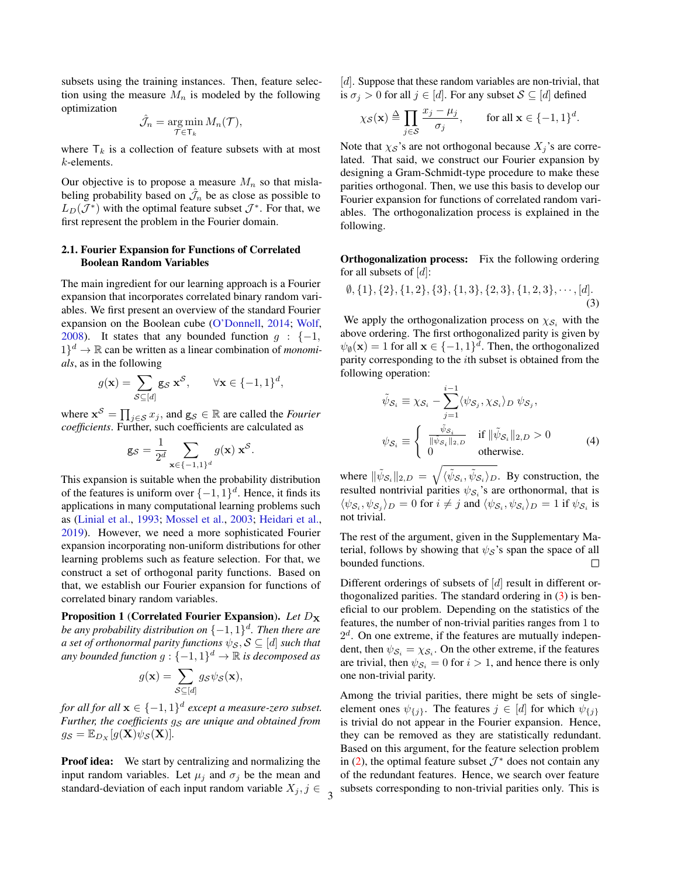subsets using the training instances. Then, feature selection using the measure $M_n$ is modeled by the following optimization

$$\hat{\mathcal{J}}_n = \arg\min_{\mathcal{T} \in \mathsf{T}_k} M_n(\mathcal{T}),$$

where $\mathsf{T}_k$ is a collection of feature subsets with at most $k$-elements.

Our objective is to propose a measure $M_n$ so that mislabeling probability based on $\hat{\mathcal{J}}_n$ be as close as possible to $L_D(\mathcal{J}^*)$ with the optimal feature subset $\mathcal{J}^*$. For that, we first represent the problem in the Fourier domain.

### 2.1. Fourier Expansion for Functions of Correlated Boolean Random Variables

The main ingredient for our learning approach is a Fourier expansion that incorporates correlated binary random variables. We first present an overview of the standard Fourier expansion on the Boolean cube (O'Donnell, 2014; Wolf, 2008). It states that any bounded function $g : \{-1, 1\}^d \to \mathbb{R}$ can be written as a linear combination of *monomials*, as in the following

$$g(\mathbf{x}) = \sum_{\mathcal{S} \subseteq [d]} \mathsf{g}_{\mathcal{S}} \, \mathbf{x}^{\mathcal{S}}, \qquad \forall \mathbf{x} \in \{-1, 1\}^d,$$

where $\mathbf{x}^{\mathcal{S}} = \prod_{j \in \mathcal{S}} x_j$, and $\mathsf{g}_{\mathcal{S}} \in \mathbb{R}$ are called the *Fourier coefficients*. Further, such coefficients are calculated as

$$\mathsf{g}_{\mathcal{S}} = \frac{1}{2^d} \sum_{\mathbf{x} \in \{-1,1\}^d} g(\mathbf{x}) \, \mathbf{x}^{\mathcal{S}}.$$

This expansion is suitable when the probability distribution of the features is uniform over $\{-1, 1\}^d$. Hence, it finds its applications in many computational learning problems such as (Linial et al., 1993; Mossel et al., 2003; Heidari et al., 2019). However, we need a more sophisticated Fourier expansion incorporating non-uniform distributions for other learning problems such as feature selection. For that, we construct a set of orthogonal parity functions. Based on that, we establish our Fourier expansion for functions of correlated binary random variables.

**Proposition 1 (Correlated Fourier Expansion).** *Let $D_{\mathbf{X}}$ be any probability distribution on $\{-1, 1\}^d$. Then there are a set of orthonormal parity functions $\psi_{\mathcal{S}}, \mathcal{S} \subseteq [d]$ such that any bounded function $g : \{-1, 1\}^d \to \mathbb{R}$ is decomposed as*

$$g(\mathbf{x}) = \sum_{\mathcal{S} \subseteq [d]} g_{\mathcal{S}} \psi_{\mathcal{S}}(\mathbf{x}),$$

*for all for all $\mathbf{x} \in \{-1, 1\}^d$ except a measure-zero subset. Further, the coefficients $g_{\mathcal{S}}$ are unique and obtained from $g_{\mathcal{S}} = \mathbb{E}_{D_X}[g(\mathbf{X})\psi_{\mathcal{S}}(\mathbf{X})]$.*

**Proof idea:** We start by centralizing and normalizing the input random variables. Let $\mu_j$ and $\sigma_j$ be the mean and standard-deviation of each input random variable $X_j, j \in [d]$. Suppose that these random variables are non-trivial, that is $\sigma_j > 0$ for all $j \in [d]$. For any subset $\mathcal{S} \subseteq [d]$ defined

$$\chi_{\mathcal{S}}(\mathbf{x}) \triangleq \prod_{j \in \mathcal{S}} \frac{x_j - \mu_j}{\sigma_j}, \qquad \text{for all } \mathbf{x} \in \{-1, 1\}^d.$$

Note that $\chi_{\mathcal{S}}$'s are not orthogonal because $X_j$'s are correlated. That said, we construct our Fourier expansion by designing a Gram-Schmidt-type procedure to make these parities orthogonal. Then, we use this basis to develop our Fourier expansion for functions of correlated random variables. The orthogonalization process is explained in the following.

**Orthogonalization process:** Fix the following ordering for all subsets of $[d]$:

$$\emptyset, \{1\}, \{2\}, \{1, 2\}, \{3\}, \{1, 3\}, \{2, 3\}, \{1, 2, 3\}, \cdots, [d]. \tag{3}$$

We apply the orthogonalization process on $\chi_{\mathcal{S}_i}$ with the above ordering. The first orthogonalized parity is given by $\psi_{\emptyset}(\mathbf{x}) = 1$ for all $\mathbf{x} \in \{-1, 1\}^d$. Then, the orthogonalized parity corresponding to the $i$th subset is obtained from the following operation:

$$\tilde{\psi}_{\mathcal{S}_i} \equiv \chi_{\mathcal{S}_i} - \sum_{j=1}^{i-1} \langle \psi_{\mathcal{S}_j}, \chi_{\mathcal{S}_i} \rangle_D \, \psi_{\mathcal{S}_j},$$

$$\psi_{\mathcal{S}_i} \equiv \begin{cases} \frac{\tilde{\psi}_{\mathcal{S}_i}}{\|\tilde{\psi}_{\mathcal{S}_i}\|_{2,D}} & \text{if } \|\tilde{\psi}_{\mathcal{S}_i}\|_{2,D} > 0 \\ 0 & \text{otherwise.} \end{cases} \tag{4}$$

where $\|\tilde{\psi}_{\mathcal{S}_i}\|_{2,D} = \sqrt{\langle \tilde{\psi}_{\mathcal{S}_i}, \tilde{\psi}_{\mathcal{S}_i} \rangle_D}$. By construction, the resulted nontrivial parities $\psi_{\mathcal{S}_i}$'s are orthonormal, that is $\langle \psi_{\mathcal{S}_i}, \psi_{\mathcal{S}_j} \rangle_D = 0$ for $i \neq j$ and $\langle \psi_{\mathcal{S}_i}, \psi_{\mathcal{S}_i} \rangle_D = 1$ if $\psi_{\mathcal{S}_i}$ is not trivial.

The rest of the argument, given in the Supplementary Material, follows by showing that $\psi_{\mathcal{S}}$'s span the space of all bounded functions. □

Different orderings of subsets of $[d]$ result in different orthogonalized parities. The standard ordering in (3) is beneficial to our problem. Depending on the statistics of the features, the number of non-trivial parities ranges from 1 to $2^d$. On one extreme, if the features are mutually independent, then $\psi_{\mathcal{S}_i} = \chi_{\mathcal{S}_i}$. On the other extreme, if the features are trivial, then $\psi_{\mathcal{S}_i} = 0$ for $i > 1$, and hence there is only one non-trivial parity.

Among the trivial parities, there might be sets of single-element ones $\psi_{\{j\}}$. The features $j \in [d]$ for which $\psi_{\{j\}}$ is trivial do not appear in the Fourier expansion. Hence, they can be removed as they are statistically redundant. Based on this argument, for the feature selection problem in (2), the optimal feature subset $\mathcal{J}^*$ does not contain any of the redundant features. Hence, we search over feature subsets corresponding to non-trivial parities only. This is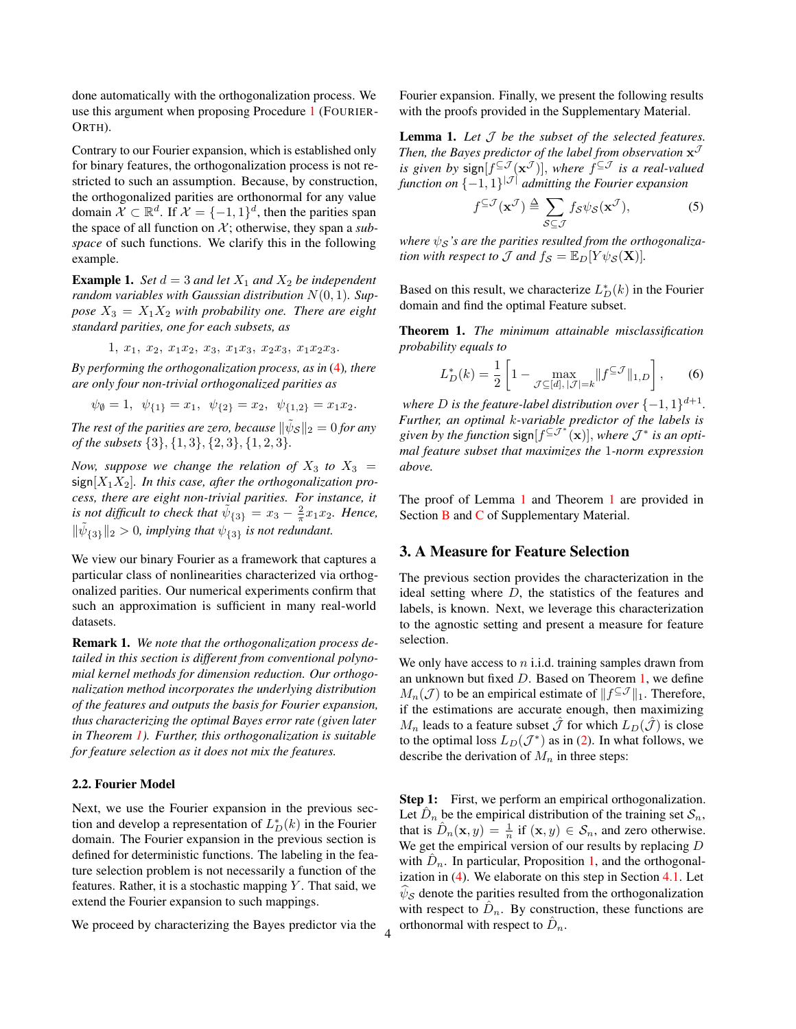done automatically with the orthogonalization process. We use this argument when proposing Procedure 1 (FOURIER-ORTH).

Contrary to our Fourier expansion, which is established only for binary features, the orthogonalization process is not restricted to such an assumption. Because, by construction, the orthogonalized parities are orthonormal for any value domain $\mathcal{X} \subset \mathbb{R}^d$. If $\mathcal{X} = \{-1, 1\}^d$, then the parities span the space of all function on $\mathcal{X}$; otherwise, they span a *subspace* of such functions. We clarify this in the following example.

**Example 1.** *Set $d = 3$ and let $X_1$ and $X_2$ be independent random variables with Gaussian distribution $N(0, 1)$. Suppose $X_3 = X_1 X_2$ with probability one. There are eight standard parities, one for each subsets, as*

$$1,\ x_1,\ x_2,\ x_1x_2,\ x_3,\ x_1x_3,\ x_2x_3,\ x_1x_2x_3.$$

*By performing the orthogonalization process, as in (4), there are only four non-trivial orthogonalized parities as*

$$\psi_\emptyset = 1,\ \ \psi_{\{1\}} = x_1,\ \ \psi_{\{2\}} = x_2,\ \ \psi_{\{1,2\}} = x_1x_2.$$

*The rest of the parities are zero, because $\|\tilde{\psi}_\mathcal{S}\|_2 = 0$ for any of the subsets $\{3\}, \{1, 3\}, \{2, 3\}, \{1, 2, 3\}$.*

*Now, suppose we change the relation of $X_3$ to $X_3 = \mathsf{sign}[X_1X_2]$. In this case, after the orthogonalization process, there are eight non-trivial parities. For instance, it is not difficult to check that $\tilde{\psi}_{\{3\}} = x_3 - \frac{2}{\pi}x_1x_2$. Hence, $\|\tilde{\psi}_{\{3\}}\|_2 > 0$, implying that $\psi_{\{3\}}$ is not redundant.*

We view our binary Fourier as a framework that captures a particular class of nonlinearities characterized via orthogonalized parities. Our numerical experiments confirm that such an approximation is sufficient in many real-world datasets.

**Remark 1.** *We note that the orthogonalization process detailed in this section is different from conventional polynomial kernel methods for dimension reduction. Our orthogonalization method incorporates the underlying distribution of the features and outputs the basis for Fourier expansion, thus characterizing the optimal Bayes error rate (given later in Theorem 1). Further, this orthogonalization is suitable for feature selection as it does not mix the features.*

### 2.2. Fourier Model

Next, we use the Fourier expansion in the previous section and develop a representation of $L^*_D(k)$ in the Fourier domain. The Fourier expansion in the previous section is defined for deterministic functions. The labeling in the feature selection problem is not necessarily a function of the features. Rather, it is a stochastic mapping $Y$. That said, we extend the Fourier expansion to such mappings.

We proceed by characterizing the Bayes predictor via the Fourier expansion. Finally, we present the following results with the proofs provided in the Supplementary Material.

**Lemma 1.** *Let $\mathcal{J}$ be the subset of the selected features. Then, the Bayes predictor of the label from observation $\mathbf{x}^\mathcal{J}$ is given by $\mathsf{sign}[f^{\subseteq\mathcal{J}}(\mathbf{x}^\mathcal{J})]$, where $f^{\subseteq\mathcal{J}}$ is a real-valued function on $\{-1, 1\}^{|\mathcal{J}|}$ admitting the Fourier expansion*

$$f^{\subseteq\mathcal{J}}(\mathbf{x}^\mathcal{J}) \triangleq \sum_{\mathcal{S}\subseteq\mathcal{J}} f_\mathcal{S}\psi_\mathcal{S}(\mathbf{x}^\mathcal{J}), \tag{5}$$

*where $\psi_\mathcal{S}$'s are the parities resulted from the orthogonalization with respect to $\mathcal{J}$ and $f_\mathcal{S} = \mathbb{E}_D[Y\psi_\mathcal{S}(\mathbf{X})]$.*

Based on this result, we characterize $L^*_D(k)$ in the Fourier domain and find the optimal Feature subset.

**Theorem 1.** *The minimum attainable misclassification probability equals to*

$$L^*_D(k) = \frac{1}{2}\left[1 - \max_{\mathcal{J}\subseteq[d],\, |\mathcal{J}|=k} \|f^{\subseteq\mathcal{J}}\|_{1,D}\right], \tag{6}$$

*where $D$ is the feature-label distribution over $\{-1, 1\}^{d+1}$. Further, an optimal $k$-variable predictor of the labels is given by the function $\mathsf{sign}[f^{\subseteq\mathcal{J}^*}(\mathbf{x})]$, where $\mathcal{J}^*$ is an optimal feature subset that maximizes the 1-norm expression above.*

The proof of Lemma 1 and Theorem 1 are provided in Section B and C of Supplementary Material.

## 3. A Measure for Feature Selection

The previous section provides the characterization in the ideal setting where $D$, the statistics of the features and labels, is known. Next, we leverage this characterization to the agnostic setting and present a measure for feature selection.

We only have access to $n$ i.i.d. training samples drawn from an unknown but fixed $D$. Based on Theorem 1, we define $M_n(\mathcal{J})$ to be an empirical estimate of $\|f^{\subseteq\mathcal{J}}\|_1$. Therefore, if the estimations are accurate enough, then maximizing $M_n$ leads to a feature subset $\hat{\mathcal{J}}$ for which $L_D(\hat{\mathcal{J}})$ is close to the optimal loss $L_D(\mathcal{J}^*)$ as in (2). In what follows, we describe the derivation of $M_n$ in three steps:

**Step 1:** First, we perform an empirical orthogonalization. Let $\hat{D}_n$ be the empirical distribution of the training set $\mathcal{S}_n$, that is $\hat{D}_n(\mathbf{x}, y) = \frac{1}{n}$ if $(\mathbf{x}, y) \in \mathcal{S}_n$, and zero otherwise. We get the empirical version of our results by replacing $D$ with $\hat{D}_n$. In particular, Proposition 1, and the orthogonalization in (4). We elaborate on this step in Section 4.1. Let $\widehat{\psi}_\mathcal{S}$ denote the parities resulted from the orthogonalization with respect to $\hat{D}_n$. By construction, these functions are orthonormal with respect to $\hat{D}_n$.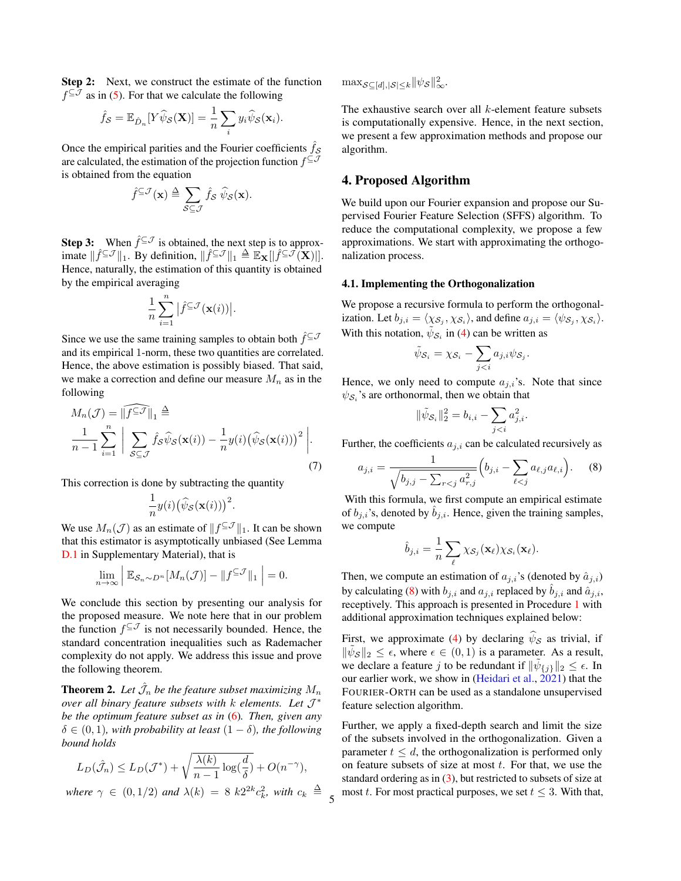**Step 2:** Next, we construct the estimate of the function $f^{\subseteq \mathcal{J}}$ as in (5). For that we calculate the following

$$\hat{f}_{\mathcal{S}} = \mathbb{E}_{\hat{D}_n}[Y \widehat{\psi}_{\mathcal{S}}(\mathbf{X})] = \frac{1}{n}\sum_i y_i \widehat{\psi}_{\mathcal{S}}(\mathbf{x}_i).$$

Once the empirical parities and the Fourier coefficients $\hat{f}_{\mathcal{S}}$ are calculated, the estimation of the projection function $f^{\subseteq \mathcal{J}}$ is obtained from the equation

$$\hat{f}^{\subseteq \mathcal{J}}(\mathbf{x}) \triangleq \sum_{\mathcal{S}\subseteq \mathcal{J}} \hat{f}_{\mathcal{S}}\, \widehat{\psi}_{\mathcal{S}}(\mathbf{x}).$$

**Step 3:** When $\hat{f}^{\subseteq \mathcal{J}}$ is obtained, the next step is to approximate $\|\hat{f}^{\subseteq \mathcal{J}}\|_1$. By definition, $\|\hat{f}^{\subseteq \mathcal{J}}\|_1 \triangleq \mathbb{E}_{\mathbf{X}}[|\hat{f}^{\subseteq \mathcal{J}}(\mathbf{X})|]$. Hence, naturally, the estimation of this quantity is obtained by the empirical averaging

$$\frac{1}{n}\sum_{i=1}^{n} \left|\hat{f}^{\subseteq \mathcal{J}}(\mathbf{x}(i))\right|.$$

Since we use the same training samples to obtain both $\hat{f}^{\subseteq \mathcal{J}}$ and its empirical 1-norm, these two quantities are correlated. Hence, the above estimation is possibly biased. That said, we make a correction and define our measure $M_n$ as in the following

$$M_n(\mathcal{J}) = \widehat{\|f^{\subseteq \mathcal{J}}\|}_1 \triangleq \frac{1}{n-1}\sum_{i=1}^{n} \left| \sum_{\mathcal{S}\subseteq \mathcal{J}} \hat{f}_{\mathcal{S}} \widehat{\psi}_{\mathcal{S}}(\mathbf{x}(i)) - \frac{1}{n} y(i)\big(\widehat{\psi}_{\mathcal{S}}(\mathbf{x}(i))\big)^2 \right|. \tag{7}$$

This correction is done by subtracting the quantity

$$\frac{1}{n} y(i)\big(\widehat{\psi}_{\mathcal{S}}(\mathbf{x}(i))\big)^2.$$

We use $M_n(\mathcal{J})$ as an estimate of $\|f^{\subseteq \mathcal{J}}\|_1$. It can be shown that this estimator is asymptotically unbiased (See Lemma D.1 in Supplementary Material), that is

$$\lim_{n\to\infty} \left| \mathbb{E}_{\mathcal{S}_n \sim D^n}[M_n(\mathcal{J})] - \|f^{\subseteq \mathcal{J}}\|_1 \right| = 0.$$

We conclude this section by presenting our analysis for the proposed measure. We note here that in our problem the function $f^{\subseteq \mathcal{J}}$ is not necessarily bounded. Hence, the standard concentration inequalities such as Rademacher complexity do not apply. We address this issue and prove the following theorem.

**Theorem 2.** *Let $\hat{\mathcal{J}}_n$ be the feature subset maximizing $M_n$ over all binary feature subsets with $k$ elements. Let $\mathcal{J}^*$ be the optimum feature subset as in (6). Then, given any $\delta \in (0,1)$, with probability at least $(1-\delta)$, the following bound holds*

$$L_D(\hat{\mathcal{J}}_n) \leq L_D(\mathcal{J}^*) + \sqrt{\frac{\lambda(k)}{n-1}\log(\frac{d}{\delta})} + O(n^{-\gamma}),$$

*where $\gamma \in (0, 1/2)$ and $\lambda(k) = 8\ k2^{2k}c_k^2$, with $c_k \triangleq$* $\max_{\mathcal{S}\subseteq[d], |\mathcal{S}|\leq k} \|\psi_{\mathcal{S}}\|_\infty^2$.

The exhaustive search over all $k$-element feature subsets is computationally expensive. Hence, in the next section, we present a few approximation methods and propose our algorithm.

## 4. Proposed Algorithm

We build upon our Fourier expansion and propose our Supervised Fourier Feature Selection (SFFS) algorithm. To reduce the computational complexity, we propose a few approximations. We start with approximating the orthogonalization process.

### 4.1. Implementing the Orthogonalization

We propose a recursive formula to perform the orthogonalization. Let $b_{j,i} = \langle \chi_{\mathcal{S}_j}, \chi_{\mathcal{S}_i} \rangle$, and define $a_{j,i} = \langle \psi_{\mathcal{S}_j}, \chi_{\mathcal{S}_i} \rangle$. With this notation, $\tilde{\psi}_{\mathcal{S}_i}$ in (4) can be written as

$$\tilde{\psi}_{\mathcal{S}_i} = \chi_{\mathcal{S}_i} - \sum_{j<i} a_{j,i}\psi_{\mathcal{S}_j}.$$

Hence, we only need to compute $a_{j,i}$'s. Note that since $\psi_{\mathcal{S}_i}$'s are orthonormal, then we obtain that

$$\|\tilde{\psi}_{\mathcal{S}_i}\|_2^2 = b_{i,i} - \sum_{j<i} a_{j,i}^2.$$

Further, the coefficients $a_{j,i}$ can be calculated recursively as

$$a_{j,i} = \frac{1}{\sqrt{b_{j,j} - \sum_{r<j} a_{r,j}^2}} \Big( b_{j,i} - \sum_{\ell<j} a_{\ell,j} a_{\ell,i} \Big). \tag{8}$$

With this formula, we first compute an empirical estimate of $b_{j,i}$'s, denoted by $\hat{b}_{j,i}$. Hence, given the training samples, we compute

$$\hat{b}_{j,i} = \frac{1}{n}\sum_{\ell} \chi_{\mathcal{S}_j}(\mathbf{x}_\ell)\chi_{\mathcal{S}_i}(\mathbf{x}_\ell).$$

Then, we compute an estimation of $a_{j,i}$'s (denoted by $\hat{a}_{j,i}$) by calculating (8) with $b_{j,i}$ and $a_{j,i}$ replaced by $\hat{b}_{j,i}$ and $\hat{a}_{j,i}$, receptively. This approach is presented in Procedure 1 with additional approximation techniques explained below:

First, we approximate (4) by declaring $\widehat{\psi}_{\mathcal{S}}$ as trivial, if $\|\tilde{\psi}_{\mathcal{S}}\|_2 \leq \epsilon$, where $\epsilon \in (0,1)$ is a parameter. As a result, we declare a feature $j$ to be redundant if $\|\tilde{\psi}_{\{j\}}\|_2 \leq \epsilon$. In our earlier work, we show in (Heidari et al., 2021) that the FOURIER-ORTH can be used as a standalone unsupervised feature selection algorithm.

Further, we apply a fixed-depth search and limit the size of the subsets involved in the orthogonalization. Given a parameter $t \leq d$, the orthogonalization is performed only on feature subsets of size at most $t$. For that, we use the standard ordering as in (3), but restricted to subsets of size at most $t$. For most practical purposes, we set $t \leq 3$. With that,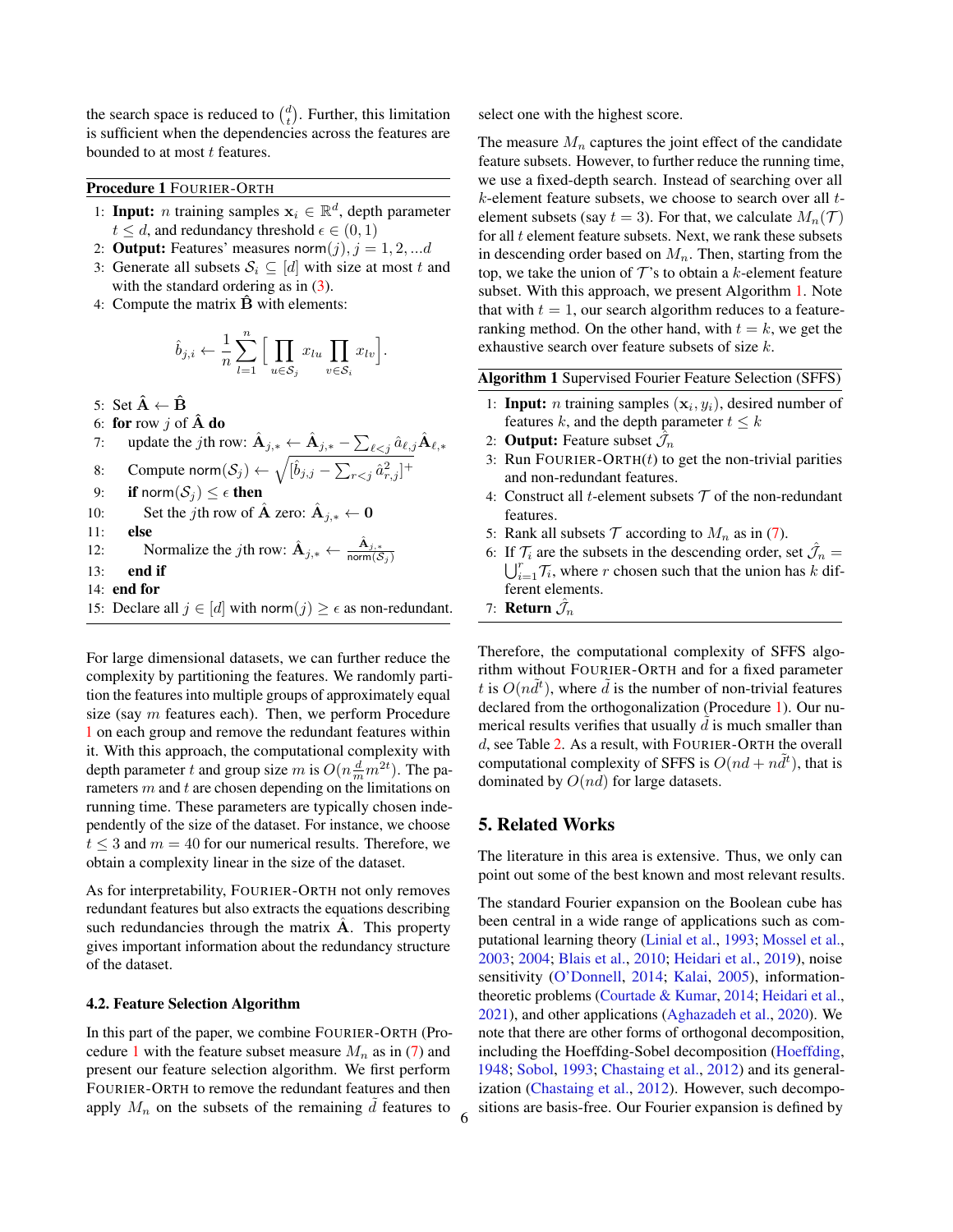the search space is reduced to $\binom{d}{t}$. Further, this limitation is sufficient when the dependencies across the features are bounded to at most $t$ features.

**Procedure 1** FOURIER-ORTH

1: **Input:** $n$ training samples $\mathbf{x}_i \in \mathbb{R}^d$, depth parameter $t \leq d$, and redundancy threshold $\epsilon \in (0, 1)$
2: **Output:** Features' measures $\mathsf{norm}(j), j = 1, 2, ...d$
3: Generate all subsets $\mathcal{S}_i \subseteq [d]$ with size at most $t$ and with the standard ordering as in (3).
4: Compute the matrix $\hat{\mathbf{B}}$ with elements:

$$\hat{b}_{j,i} \leftarrow \frac{1}{n} \sum_{l=1}^{n} \Big[ \prod_{u \in \mathcal{S}_j} x_{lu} \prod_{v \in \mathcal{S}_i} x_{lv} \Big].$$

5: Set $\hat{\mathbf{A}} \leftarrow \hat{\mathbf{B}}$
6: **for** row $j$ of $\hat{\mathbf{A}}$ **do**
7: update the $j$th row: $\hat{\mathbf{A}}_{j,*} \leftarrow \hat{\mathbf{A}}_{j,*} - \sum_{\ell<j} \hat{a}_{\ell,j} \hat{\mathbf{A}}_{\ell,*}$
8: Compute $\mathsf{norm}(\mathcal{S}_j) \leftarrow \sqrt{[\hat{b}_{j,j} - \sum_{r<j} \hat{a}_{r,j}^2]^+}$
9: **if** $\mathsf{norm}(\mathcal{S}_j) \leq \epsilon$ **then**
10: Set the $j$th row of $\hat{\mathbf{A}}$ zero: $\hat{\mathbf{A}}_{j,*} \leftarrow \mathbf{0}$
11: **else**
12: Normalize the $j$th row: $\hat{\mathbf{A}}_{j,*} \leftarrow \frac{\hat{\mathbf{A}}_{j,*}}{\mathsf{norm}(\mathcal{S}_j)}$
13: **end if**
14: **end for**
15: Declare all $j \in [d]$ with $\mathsf{norm}(j) \geq \epsilon$ as non-redundant.

For large dimensional datasets, we can further reduce the complexity by partitioning the features. We randomly partition the features into multiple groups of approximately equal size (say $m$ features each). Then, we perform Procedure 1 on each group and remove the redundant features within it. With this approach, the computational complexity with depth parameter $t$ and group size $m$ is $O(n\frac{d}{m}m^{2t})$. The parameters $m$ and $t$ are chosen depending on the limitations on running time. These parameters are typically chosen independently of the size of the dataset. For instance, we choose $t \leq 3$ and $m = 40$ for our numerical results. Therefore, we obtain a complexity linear in the size of the dataset.

As for interpretability, FOURIER-ORTH not only removes redundant features but also extracts the equations describing such redundancies through the matrix $\hat{\mathbf{A}}$. This property gives important information about the redundancy structure of the dataset.

### 4.2. Feature Selection Algorithm

In this part of the paper, we combine FOURIER-ORTH (Procedure 1 with the feature subset measure $M_n$ as in (7) and present our feature selection algorithm. We first perform FOURIER-ORTH to remove the redundant features and then apply $M_n$ on the subsets of the remaining $\tilde{d}$ features to select one with the highest score.

The measure $M_n$ captures the joint effect of the candidate feature subsets. However, to further reduce the running time, we use a fixed-depth search. Instead of searching over all $k$-element feature subsets, we choose to search over all $t$-element subsets (say $t = 3$). For that, we calculate $M_n(\mathcal{T})$ for all $t$ element feature subsets. Next, we rank these subsets in descending order based on $M_n$. Then, starting from the top, we take the union of $\mathcal{T}$'s to obtain a $k$-element feature subset. With this approach, we present Algorithm 1. Note that with $t = 1$, our search algorithm reduces to a feature-ranking method. On the other hand, with $t = k$, we get the exhaustive search over feature subsets of size $k$.

**Algorithm 1** Supervised Fourier Feature Selection (SFFS)

1: **Input:** $n$ training samples $(\mathbf{x}_i, y_i)$, desired number of features $k$, and the depth parameter $t \leq k$
2: **Output:** Feature subset $\hat{\mathcal{J}}_n$
3: Run FOURIER-ORTH($t$) to get the non-trivial parities and non-redundant features.
4: Construct all $t$-element subsets $\mathcal{T}$ of the non-redundant features.
5: Rank all subsets $\mathcal{T}$ according to $M_n$ as in (7).
6: If $\mathcal{T}_i$ are the subsets in the descending order, set $\hat{\mathcal{J}}_n = \bigcup_{i=1}^{r} \mathcal{T}_i$, where $r$ chosen such that the union has $k$ different elements.
7: **Return** $\hat{\mathcal{J}}_n$

Therefore, the computational complexity of SFFS algorithm without FOURIER-ORTH and for a fixed parameter $t$ is $O(n\tilde{d}^t)$, where $\tilde{d}$ is the number of non-trivial features declared from the orthogonalization (Procedure 1). Our numerical results verifies that usually $\tilde{d}$ is much smaller than $d$, see Table 2. As a result, with FOURIER-ORTH the overall computational complexity of SFFS is $O(nd + n\tilde{d}^t)$, that is dominated by $O(nd)$ for large datasets.

## 5. Related Works

The literature in this area is extensive. Thus, we only can point out some of the best known and most relevant results.

The standard Fourier expansion on the Boolean cube has been central in a wide range of applications such as computational learning theory (Linial et al., 1993; Mossel et al., 2003; 2004; Blais et al., 2010; Heidari et al., 2019), noise sensitivity (O'Donnell, 2014; Kalai, 2005), information-theoretic problems (Courtade & Kumar, 2014; Heidari et al., 2021), and other applications (Aghazadeh et al., 2020). We note that there are other forms of orthogonal decomposition, including the Hoeffding-Sobel decomposition (Hoeffding, 1948; Sobol, 1993; Chastaing et al., 2012) and its generalization (Chastaing et al., 2012). However, such decompositions are basis-free. Our Fourier expansion is defined by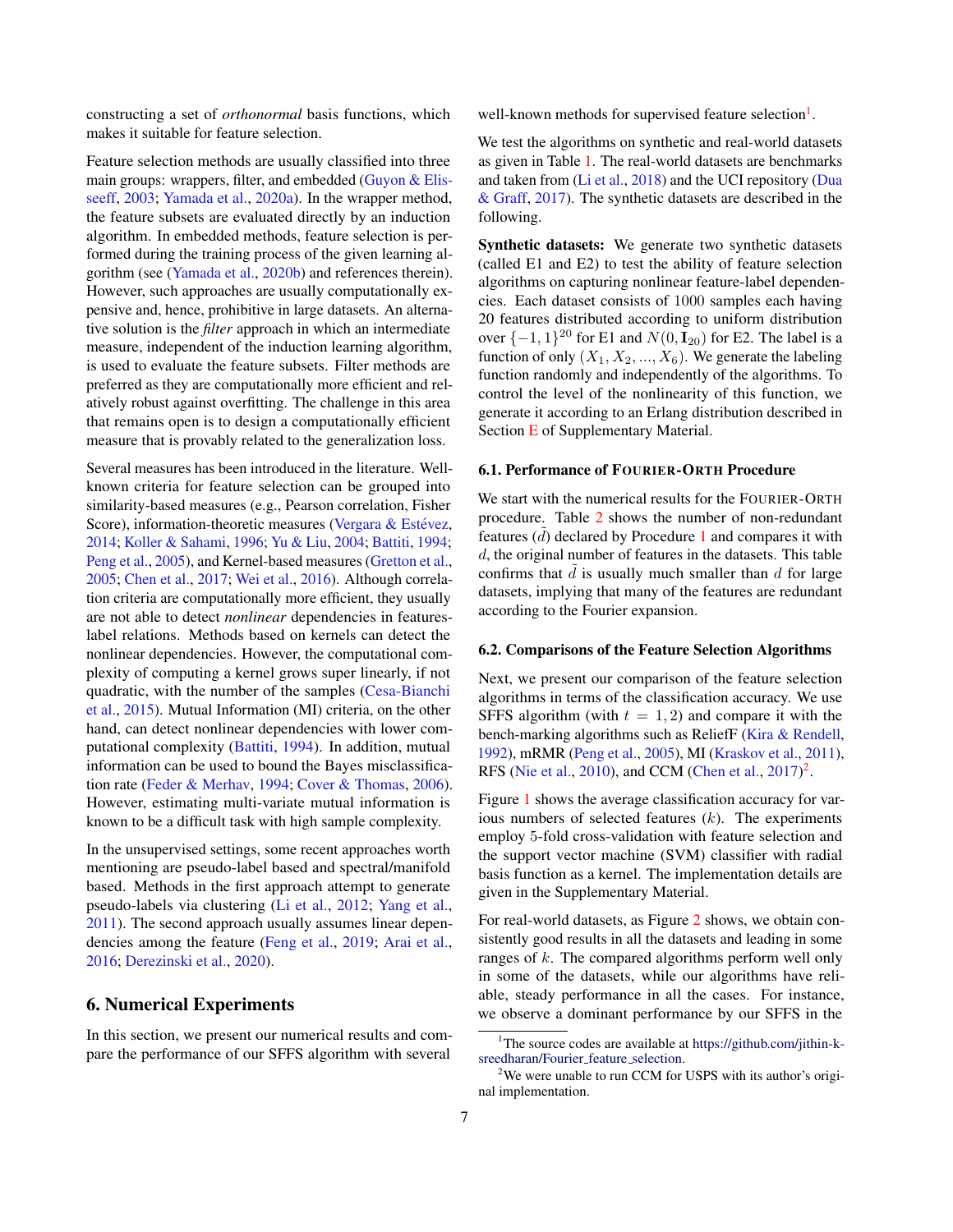constructing a set of *orthonormal* basis functions, which makes it suitable for feature selection.

Feature selection methods are usually classified into three main groups: wrappers, filter, and embedded (Guyon & Elisseeff, 2003; Yamada et al., 2020a). In the wrapper method, the feature subsets are evaluated directly by an induction algorithm. In embedded methods, feature selection is performed during the training process of the given learning algorithm (see (Yamada et al., 2020b) and references therein). However, such approaches are usually computationally expensive and, hence, prohibitive in large datasets. An alternative solution is the ***filter*** approach in which an intermediate measure, independent of the induction learning algorithm, is used to evaluate the feature subsets. Filter methods are preferred as they are computationally more efficient and relatively robust against overfitting. The challenge in this area that remains open is to design a computationally efficient measure that is provably related to the generalization loss.

Several measures has been introduced in the literature. Well-known criteria for feature selection can be grouped into similarity-based measures (e.g., Pearson correlation, Fisher Score), information-theoretic measures (Vergara & Estévez, 2014; Koller & Sahami, 1996; Yu & Liu, 2004; Battiti, 1994; Peng et al., 2005), and Kernel-based measures (Gretton et al., 2005; Chen et al., 2017; Wei et al., 2016). Although correlation criteria are computationally more efficient, they usually are not able to detect *nonlinear* dependencies in features-label relations. Methods based on kernels can detect the nonlinear dependencies. However, the computational complexity of computing a kernel grows super linearly, if not quadratic, with the number of the samples (Cesa-Bianchi et al., 2015). Mutual Information (MI) criteria, on the other hand, can detect nonlinear dependencies with lower computational complexity (Battiti, 1994). In addition, mutual information can be used to bound the Bayes misclassification rate (Feder & Merhav, 1994; Cover & Thomas, 2006). However, estimating multi-variate mutual information is known to be a difficult task with high sample complexity.

In the unsupervised settings, some recent approaches worth mentioning are pseudo-label based and spectral/manifold based. Methods in the first approach attempt to generate pseudo-labels via clustering (Li et al., 2012; Yang et al., 2011). The second approach usually assumes linear dependencies among the feature (Feng et al., 2019; Arai et al., 2016; Derezinski et al., 2020).

## 6. Numerical Experiments

In this section, we present our numerical results and compare the performance of our SFFS algorithm with several well-known methods for supervised feature selection[1].

We test the algorithms on synthetic and real-world datasets as given in Table 1. The real-world datasets are benchmarks and taken from (Li et al., 2018) and the UCI repository (Dua & Graff, 2017). The synthetic datasets are described in the following.

**Synthetic datasets:** We generate two synthetic datasets (called E1 and E2) to test the ability of feature selection algorithms on capturing nonlinear feature-label dependencies. Each dataset consists of 1000 samples each having 20 features distributed according to uniform distribution over $\{-1, 1\}^{20}$ for E1 and $N(0, \mathbf{I}_{20})$ for E2. The label is a function of only $(X_1, X_2, ..., X_6)$. We generate the labeling function randomly and independently of the algorithms. To control the level of the nonlinearity of this function, we generate it according to an Erlang distribution described in Section E of Supplementary Material.

### 6.1. Performance of FOURIER-ORTH Procedure

We start with the numerical results for the FOURIER-ORTH procedure. Table 2 shows the number of non-redundant features ($\tilde{d}$) declared by Procedure 1 and compares it with $d$, the original number of features in the datasets. This table confirms that $\tilde{d}$ is usually much smaller than $d$ for large datasets, implying that many of the features are redundant according to the Fourier expansion.

### 6.2. Comparisons of the Feature Selection Algorithms

Next, we present our comparison of the feature selection algorithms in terms of the classification accuracy. We use SFFS algorithm (with $t = 1, 2$) and compare it with the bench-marking algorithms such as ReliefF (Kira & Rendell, 1992), mRMR (Peng et al., 2005), MI (Kraskov et al., 2011), RFS (Nie et al., 2010), and CCM (Chen et al., 2017)[2].

Figure 1 shows the average classification accuracy for various numbers of selected features ($k$). The experiments employ 5-fold cross-validation with feature selection and the support vector machine (SVM) classifier with radial basis function as a kernel. The implementation details are given in the Supplementary Material.

For real-world datasets, as Figure 2 shows, we obtain consistently good results in all the datasets and leading in some ranges of $k$. The compared algorithms perform well only in some of the datasets, while our algorithms have reliable, steady performance in all the cases. For instance, we observe a dominant performance by our SFFS in the

[1] The source codes are available at https://github.com/jithin-k-sreedharan/Fourier_feature_selection.

[2] We were unable to run CCM for USPS with its author's original implementation.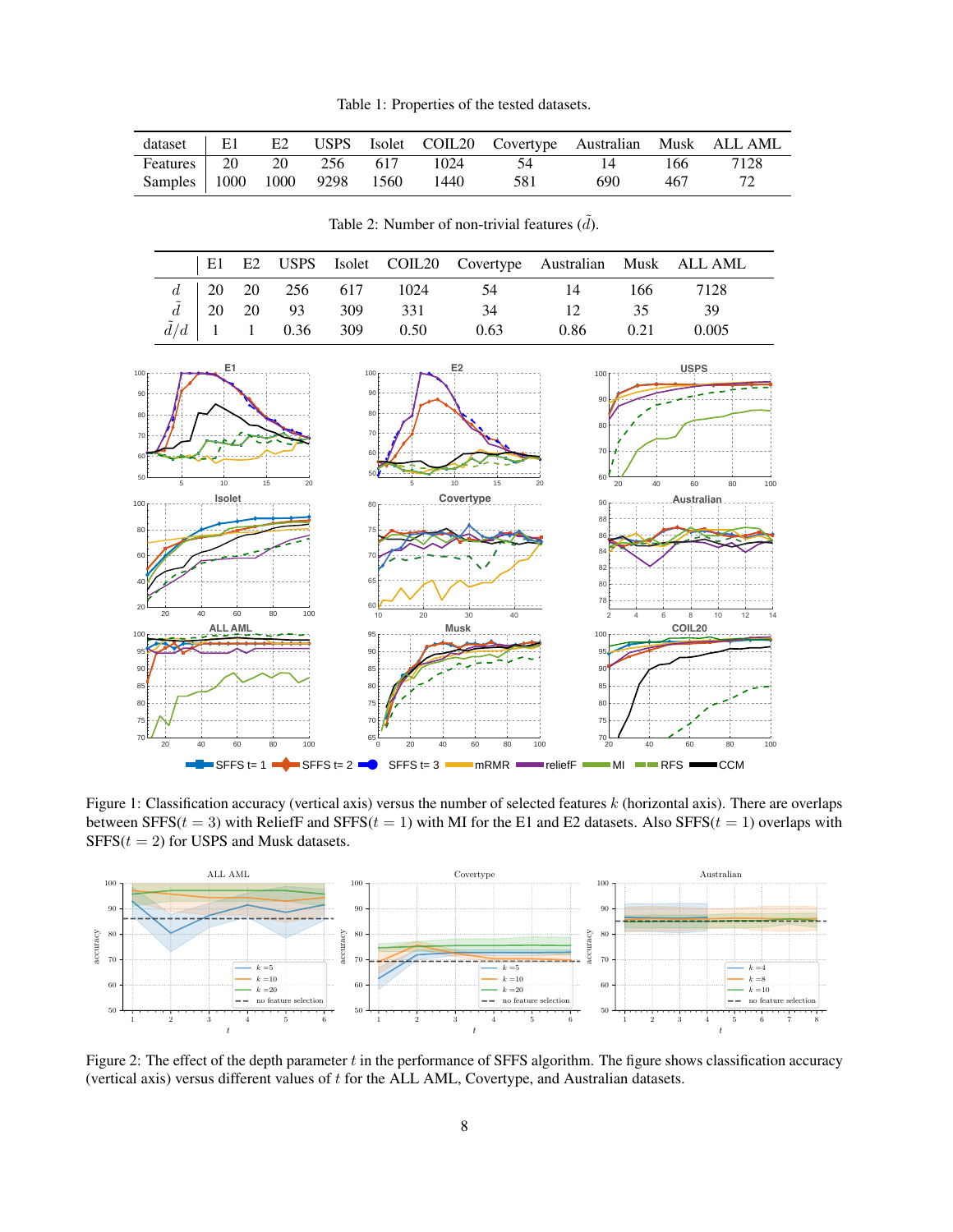Table 1: Properties of the tested datasets.

| dataset | E1 | E2 | USPS | Isolet | COIL20 | Covertype | Australian | Musk | ALL AML |
|---|---|---|---|---|---|---|---|---|---|
| Features | 20 | 20 | 256 | 617 | 1024 | 54 | 14 | 166 | 7128 |
| Samples | 1000 | 1000 | 9298 | 1560 | 1440 | 581 | 690 | 467 | 72 |

Table 2: Number of non-trivial features ($\tilde{d}$).

| | E1 | E2 | USPS | Isolet | COIL20 | Covertype | Australian | Musk | ALL AML |
|---|---|---|---|---|---|---|---|---|---|
| $d$ | 20 | 20 | 256 | 617 | 1024 | 54 | 14 | 166 | 7128 |
| $\tilde{d}$ | 20 | 20 | 93 | 309 | 331 | 34 | 12 | 35 | 39 |
| $\tilde{d}/d$ | 1 | 1 | 0.36 | 309 | 0.50 | 0.63 | 0.86 | 0.21 | 0.005 |

Figure 1: Classification accuracy (vertical axis) versus the number of selected features $k$ (horizontal axis). There are overlaps between SFFS($t = 3$) with ReliefF and SFFS($t = 1$) with MI for the E1 and E2 datasets. Also SFFS($t = 1$) overlaps with SFFS($t = 2$) for USPS and Musk datasets.

Figure 2: The effect of the depth parameter $t$ in the performance of SFFS algorithm. The figure shows classification accuracy (vertical axis) versus different values of $t$ for the ALL AML, Covertype, and Australian datasets.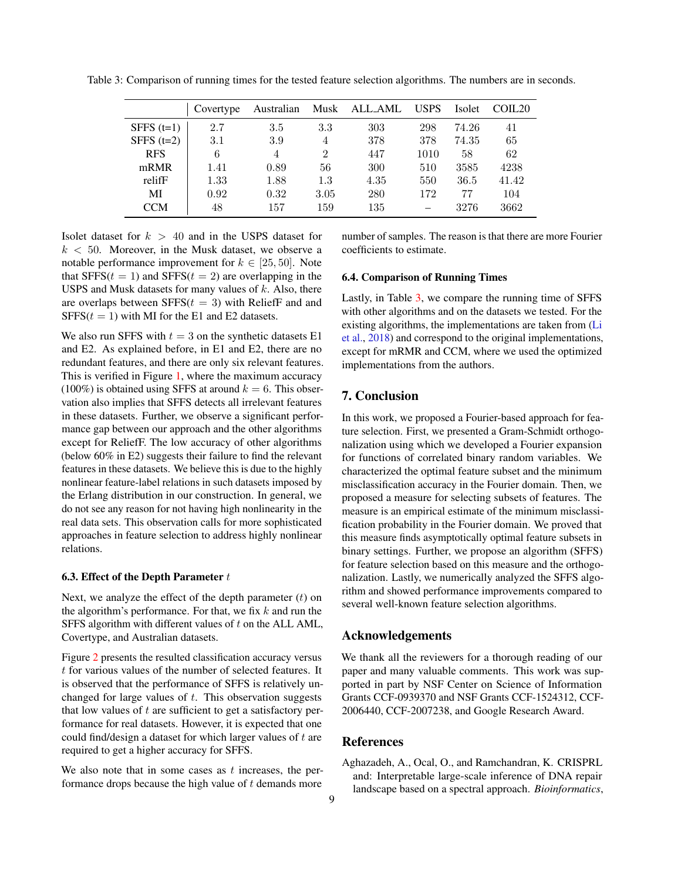Table 3: Comparison of running times for the tested feature selection algorithms. The numbers are in seconds.

| | Covertype | Australian | Musk | ALL_AML | USPS | Isolet | COIL20 |
|---|---|---|---|---|---|---|---|
| SFFS (t=1) | 2.7 | 3.5 | 3.3 | 303 | 298 | 74.26 | 41 |
| SFFS (t=2) | 3.1 | 3.9 | 4 | 378 | 378 | 74.35 | 65 |
| RFS | 6 | 4 | 2 | 447 | 1010 | 58 | 62 |
| mRMR | 1.41 | 0.89 | 56 | 300 | 510 | 3585 | 4238 |
| relifF | 1.33 | 1.88 | 1.3 | 4.35 | 550 | 36.5 | 41.42 |
| MI | 0.92 | 0.32 | 3.05 | 280 | 172 | 77 | 104 |
| CCM | 48 | 157 | 159 | 135 | – | 3276 | 3662 |

Isolet dataset for $k > 40$ and in the USPS dataset for $k < 50$. Moreover, in the Musk dataset, we observe a notable performance improvement for $k \in [25, 50]$. Note that SFFS($t = 1$) and SFFS($t = 2$) are overlapping in the USPS and Musk datasets for many values of $k$. Also, there are overlaps between SFFS($t = 3$) with ReliefF and and SFFS($t = 1$) with MI for the E1 and E2 datasets.

We also run SFFS with $t = 3$ on the synthetic datasets E1 and E2. As explained before, in E1 and E2, there are no redundant features, and there are only six relevant features. This is verified in Figure 1, where the maximum accuracy (100%) is obtained using SFFS at around $k = 6$. This observation also implies that SFFS detects all irrelevant features in these datasets. Further, we observe a significant performance gap between our approach and the other algorithms except for ReliefF. The low accuracy of other algorithms (below 60% in E2) suggests their failure to find the relevant features in these datasets. We believe this is due to the highly nonlinear feature-label relations in such datasets imposed by the Erlang distribution in our construction. In general, we do not see any reason for not having high nonlinearity in the real data sets. This observation calls for more sophisticated approaches in feature selection to address highly nonlinear relations.

### 6.3. Effect of the Depth Parameter $t$

Next, we analyze the effect of the depth parameter ($t$) on the algorithm's performance. For that, we fix $k$ and run the SFFS algorithm with different values of $t$ on the ALL AML, Covertype, and Australian datasets.

Figure 2 presents the resulted classification accuracy versus $t$ for various values of the number of selected features. It is observed that the performance of SFFS is relatively unchanged for large values of $t$. This observation suggests that low values of $t$ are sufficient to get a satisfactory performance for real datasets. However, it is expected that one could find/design a dataset for which larger values of $t$ are required to get a higher accuracy for SFFS.

We also note that in some cases as $t$ increases, the performance drops because the high value of $t$ demands more number of samples. The reason is that there are more Fourier coefficients to estimate.

### 6.4. Comparison of Running Times

Lastly, in Table 3, we compare the running time of SFFS with other algorithms and on the datasets we tested. For the existing algorithms, the implementations are taken from (Li et al., 2018) and correspond to the original implementations, except for mRMR and CCM, where we used the optimized implementations from the authors.

## 7. Conclusion

In this work, we proposed a Fourier-based approach for feature selection. First, we presented a Gram-Schmidt orthogonalization using which we developed a Fourier expansion for functions of correlated binary random variables. We characterized the optimal feature subset and the minimum misclassification accuracy in the Fourier domain. Then, we proposed a measure for selecting subsets of features. The measure is an empirical estimate of the minimum misclassification probability in the Fourier domain. We proved that this measure finds asymptotically optimal feature subsets in binary settings. Further, we propose an algorithm (SFFS) for feature selection based on this measure and the orthogonalization. Lastly, we numerically analyzed the SFFS algorithm and showed performance improvements compared to several well-known feature selection algorithms.

## Acknowledgements

We thank all the reviewers for a thorough reading of our paper and many valuable comments. This work was supported in part by NSF Center on Science of Information Grants CCF-0939370 and NSF Grants CCF-1524312, CCF-2006440, CCF-2007238, and Google Research Award.

## References

Aghazadeh, A., Ocal, O., and Ramchandran, K. CRISPRL and: Interpretable large-scale inference of DNA repair landscape based on a spectral approach. *Bioinformatics*,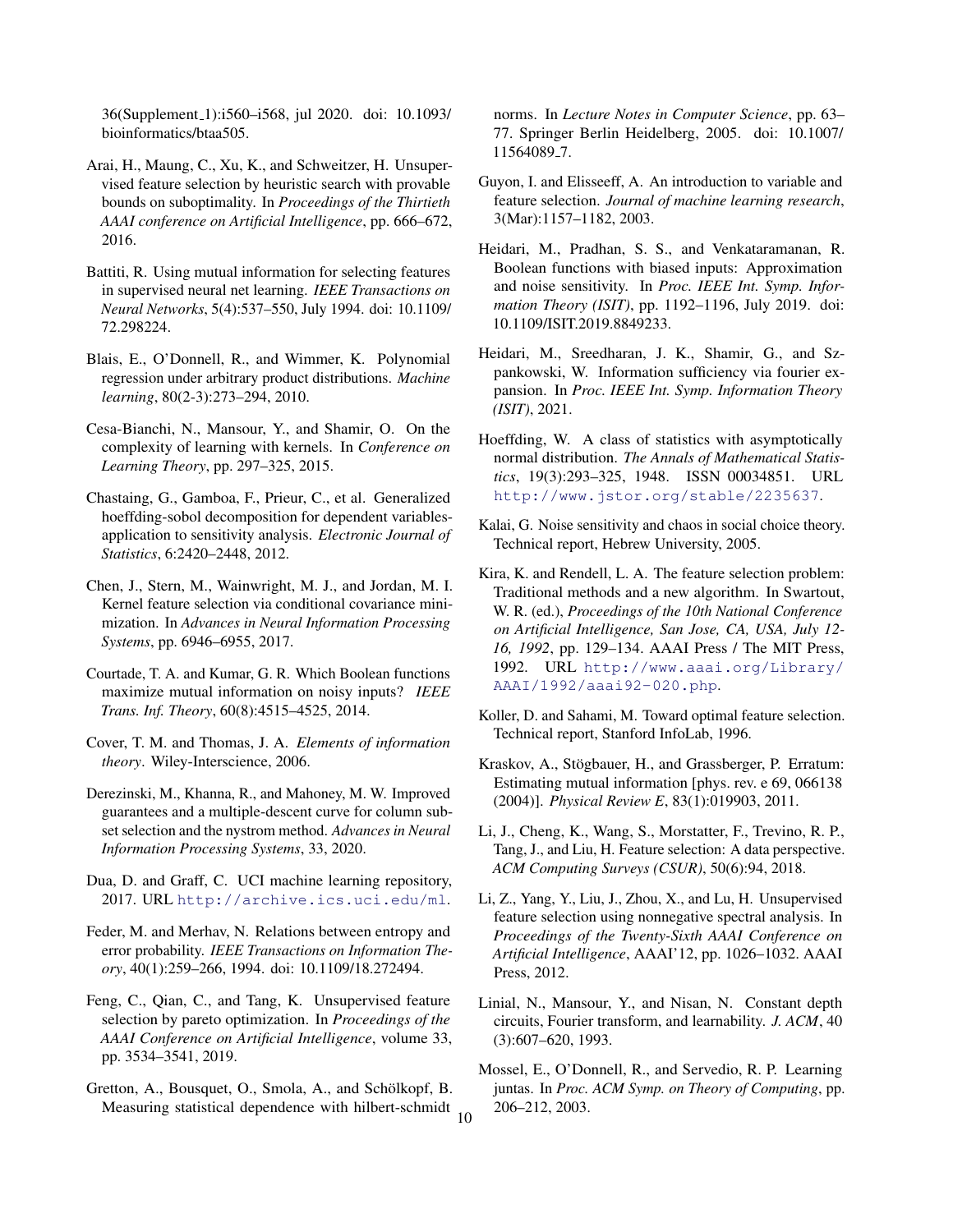36(Supplement_1):i560–i568, jul 2020. doi: 10.1093/bioinformatics/btaa505.

Arai, H., Maung, C., Xu, K., and Schweitzer, H. Unsupervised feature selection by heuristic search with provable bounds on suboptimality. In *Proceedings of the Thirtieth AAAI conference on Artificial Intelligence*, pp. 666–672, 2016.

Battiti, R. Using mutual information for selecting features in supervised neural net learning. *IEEE Transactions on Neural Networks*, 5(4):537–550, July 1994. doi: 10.1109/72.298224.

Blais, E., O'Donnell, R., and Wimmer, K. Polynomial regression under arbitrary product distributions. *Machine learning*, 80(2-3):273–294, 2010.

Cesa-Bianchi, N., Mansour, Y., and Shamir, O. On the complexity of learning with kernels. In *Conference on Learning Theory*, pp. 297–325, 2015.

Chastaing, G., Gamboa, F., Prieur, C., et al. Generalized hoeffding-sobol decomposition for dependent variables-application to sensitivity analysis. *Electronic Journal of Statistics*, 6:2420–2448, 2012.

Chen, J., Stern, M., Wainwright, M. J., and Jordan, M. I. Kernel feature selection via conditional covariance minimization. In *Advances in Neural Information Processing Systems*, pp. 6946–6955, 2017.

Courtade, T. A. and Kumar, G. R. Which Boolean functions maximize mutual information on noisy inputs? *IEEE Trans. Inf. Theory*, 60(8):4515–4525, 2014.

Cover, T. M. and Thomas, J. A. *Elements of information theory*. Wiley-Interscience, 2006.

Derezinski, M., Khanna, R., and Mahoney, M. W. Improved guarantees and a multiple-descent curve for column subset selection and the nystrom method. *Advances in Neural Information Processing Systems*, 33, 2020.

Dua, D. and Graff, C. UCI machine learning repository, 2017. URL http://archive.ics.uci.edu/ml.

Feder, M. and Merhav, N. Relations between entropy and error probability. *IEEE Transactions on Information Theory*, 40(1):259–266, 1994. doi: 10.1109/18.272494.

Feng, C., Qian, C., and Tang, K. Unsupervised feature selection by pareto optimization. In *Proceedings of the AAAI Conference on Artificial Intelligence*, volume 33, pp. 3534–3541, 2019.

Gretton, A., Bousquet, O., Smola, A., and Schölkopf, B. Measuring statistical dependence with hilbert-schmidt norms. In *Lecture Notes in Computer Science*, pp. 63–77. Springer Berlin Heidelberg, 2005. doi: 10.1007/11564089_7.

Guyon, I. and Elisseeff, A. An introduction to variable and feature selection. *Journal of machine learning research*, 3(Mar):1157–1182, 2003.

Heidari, M., Pradhan, S. S., and Venkataramanan, R. Boolean functions with biased inputs: Approximation and noise sensitivity. In *Proc. IEEE Int. Symp. Information Theory (ISIT)*, pp. 1192–1196, July 2019. doi: 10.1109/ISIT.2019.8849233.

Heidari, M., Sreedharan, J. K., Shamir, G., and Szpankowski, W. Information sufficiency via fourier expansion. In *Proc. IEEE Int. Symp. Information Theory (ISIT)*, 2021.

Hoeffding, W. A class of statistics with asymptotically normal distribution. *The Annals of Mathematical Statistics*, 19(3):293–325, 1948. ISSN 00034851. URL http://www.jstor.org/stable/2235637.

Kalai, G. Noise sensitivity and chaos in social choice theory. Technical report, Hebrew University, 2005.

Kira, K. and Rendell, L. A. The feature selection problem: Traditional methods and a new algorithm. In Swartout, W. R. (ed.), *Proceedings of the 10th National Conference on Artificial Intelligence, San Jose, CA, USA, July 12-16, 1992*, pp. 129–134. AAAI Press / The MIT Press, 1992. URL http://www.aaai.org/Library/AAAI/1992/aaai92-020.php.

Koller, D. and Sahami, M. Toward optimal feature selection. Technical report, Stanford InfoLab, 1996.

Kraskov, A., Stögbauer, H., and Grassberger, P. Erratum: Estimating mutual information [phys. rev. e 69, 066138 (2004)]. *Physical Review E*, 83(1):019903, 2011.

Li, J., Cheng, K., Wang, S., Morstatter, F., Trevino, R. P., Tang, J., and Liu, H. Feature selection: A data perspective. *ACM Computing Surveys (CSUR)*, 50(6):94, 2018.

Li, Z., Yang, Y., Liu, J., Zhou, X., and Lu, H. Unsupervised feature selection using nonnegative spectral analysis. In *Proceedings of the Twenty-Sixth AAAI Conference on Artificial Intelligence*, AAAI'12, pp. 1026–1032. AAAI Press, 2012.

Linial, N., Mansour, Y., and Nisan, N. Constant depth circuits, Fourier transform, and learnability. *J. ACM*, 40 (3):607–620, 1993.

Mossel, E., O'Donnell, R., and Servedio, R. P. Learning juntas. In *Proc. ACM Symp. on Theory of Computing*, pp. 206–212, 2003.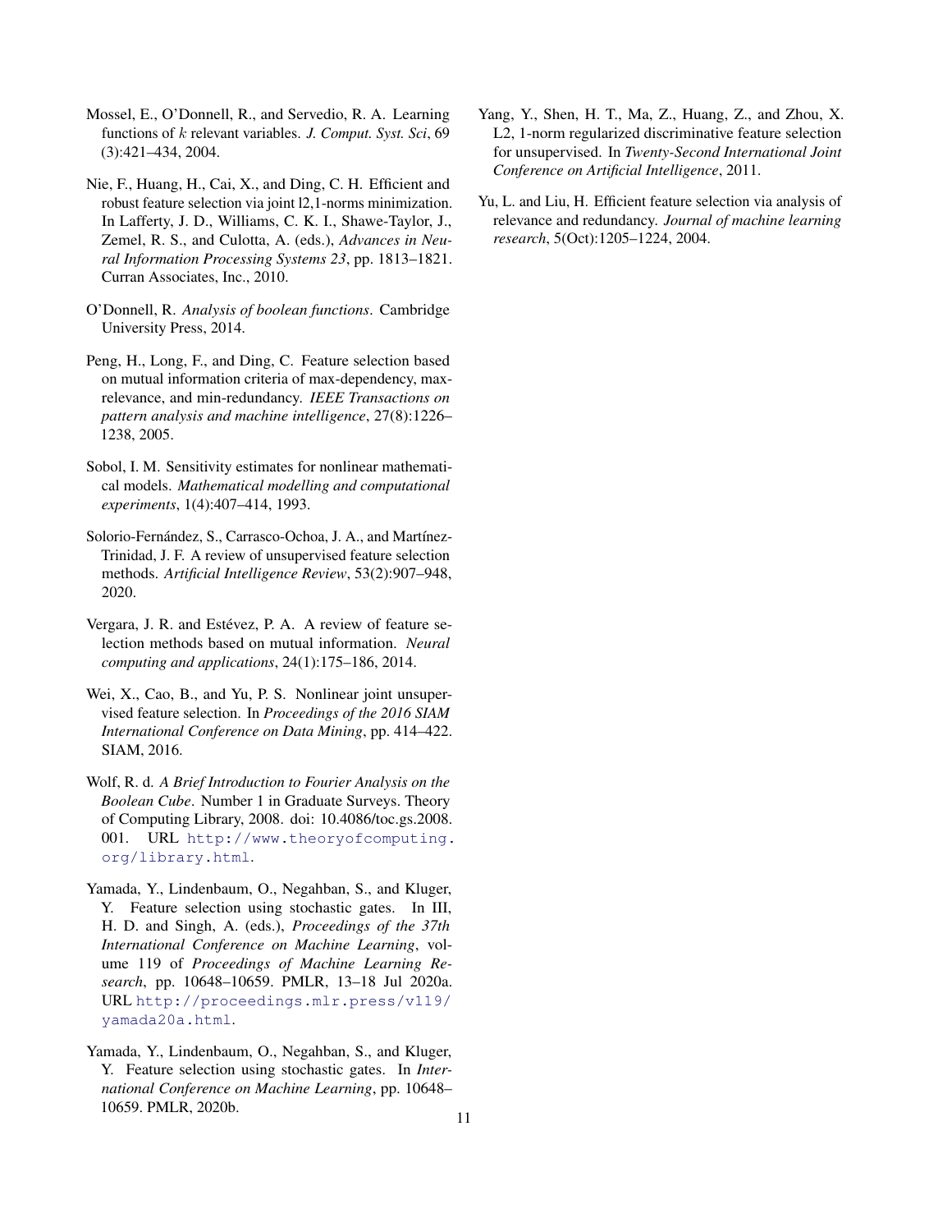Mossel, E., O'Donnell, R., and Servedio, R. A. Learning functions of $k$ relevant variables. *J. Comput. Syst. Sci*, 69 (3):421–434, 2004.

Nie, F., Huang, H., Cai, X., and Ding, C. H. Efficient and robust feature selection via joint l2,1-norms minimization. In Lafferty, J. D., Williams, C. K. I., Shawe-Taylor, J., Zemel, R. S., and Culotta, A. (eds.), *Advances in Neural Information Processing Systems 23*, pp. 1813–1821. Curran Associates, Inc., 2010.

O'Donnell, R. *Analysis of boolean functions*. Cambridge University Press, 2014.

Peng, H., Long, F., and Ding, C. Feature selection based on mutual information criteria of max-dependency, max-relevance, and min-redundancy. *IEEE Transactions on pattern analysis and machine intelligence*, 27(8):1226–1238, 2005.

Sobol, I. M. Sensitivity estimates for nonlinear mathematical models. *Mathematical modelling and computational experiments*, 1(4):407–414, 1993.

Solorio-Fernández, S., Carrasco-Ochoa, J. A., and Martínez-Trinidad, J. F. A review of unsupervised feature selection methods. *Artificial Intelligence Review*, 53(2):907–948, 2020.

Vergara, J. R. and Estévez, P. A. A review of feature selection methods based on mutual information. *Neural computing and applications*, 24(1):175–186, 2014.

Wei, X., Cao, B., and Yu, P. S. Nonlinear joint unsupervised feature selection. In *Proceedings of the 2016 SIAM International Conference on Data Mining*, pp. 414–422. SIAM, 2016.

Wolf, R. d. *A Brief Introduction to Fourier Analysis on the Boolean Cube*. Number 1 in Graduate Surveys. Theory of Computing Library, 2008. doi: 10.4086/toc.gs.2008.001. URL http://www.theoryofcomputing.org/library.html.

Yamada, Y., Lindenbaum, O., Negahban, S., and Kluger, Y. Feature selection using stochastic gates. In III, H. D. and Singh, A. (eds.), *Proceedings of the 37th International Conference on Machine Learning*, volume 119 of *Proceedings of Machine Learning Research*, pp. 10648–10659. PMLR, 13–18 Jul 2020a. URL http://proceedings.mlr.press/v119/yamada20a.html.

Yamada, Y., Lindenbaum, O., Negahban, S., and Kluger, Y. Feature selection using stochastic gates. In *International Conference on Machine Learning*, pp. 10648–10659. PMLR, 2020b.

Yang, Y., Shen, H. T., Ma, Z., Huang, Z., and Zhou, X. L2, 1-norm regularized discriminative feature selection for unsupervised. In *Twenty-Second International Joint Conference on Artificial Intelligence*, 2011.

Yu, L. and Liu, H. Efficient feature selection via analysis of relevance and redundancy. *Journal of machine learning research*, 5(Oct):1205–1224, 2004.